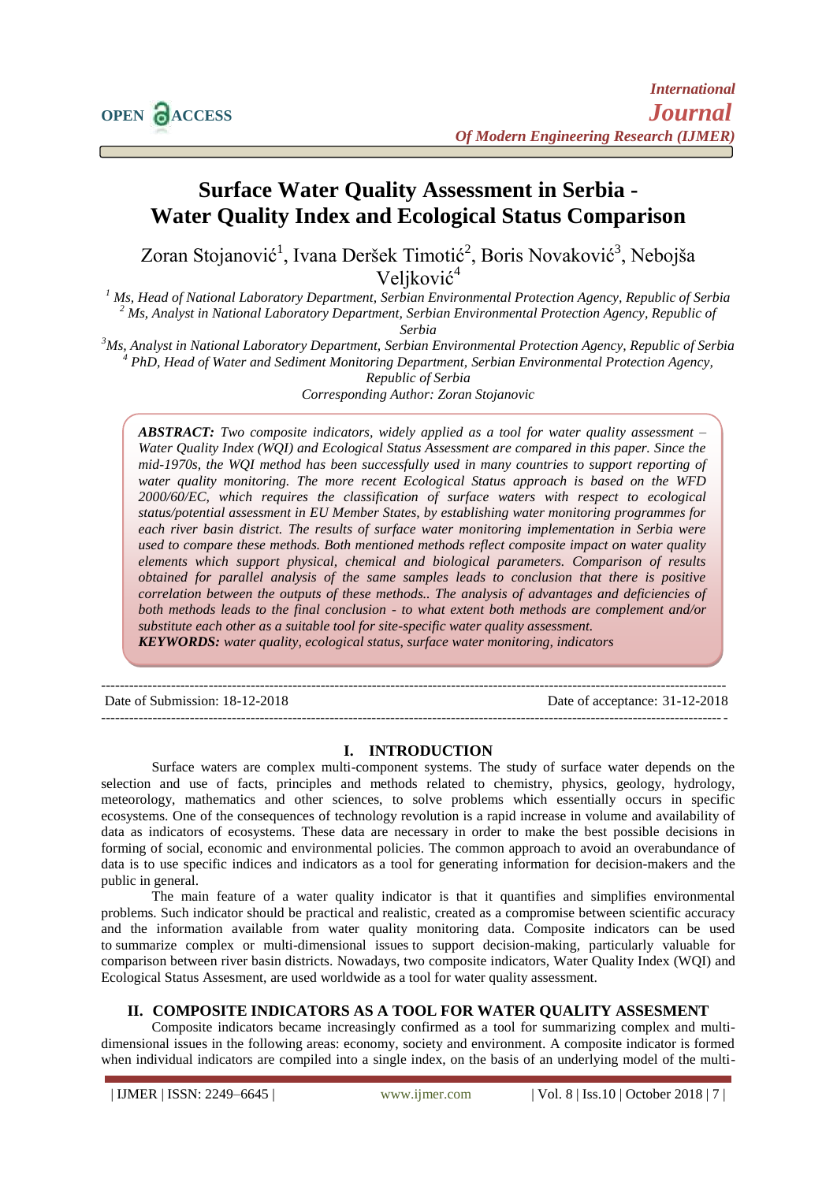# Surface Water Quality Assessment in Serbia - Water Quality Index and Ecological Status Comparison

Zoran Stojanović[1], Ivana Deršek Timotić[2], Boris Novaković[3], Nebojša Veljković[4]

[1] Ms, Head of National Laboratory Department, Serbian Environmental Protection Agency, Republic of Serbia
[2] Ms, Analyst in National Laboratory Department, Serbian Environmental Protection Agency, Republic of Serbia
[3] Ms, Analyst in National Laboratory Department, Serbian Environmental Protection Agency, Republic of Serbia
[4] PhD, Head of Water and Sediment Monitoring Department, Serbian Environmental Protection Agency, Republic of Serbia

Corresponding Author: Zoran Stojanovic

***ABSTRACT:*** *Two composite indicators, widely applied as a tool for water quality assessment – Water Quality Index (WQI) and Ecological Status Assessment are compared in this paper. Since the mid-1970s, the WQI method has been successfully used in many countries to support reporting of water quality monitoring. The more recent Ecological Status approach is based on the WFD 2000/60/EC, which requires the classification of surface waters with respect to ecological status/potential assessment in EU Member States, by establishing water monitoring programmes for each river basin district. The results of surface water monitoring implementation in Serbia were used to compare these methods. Both mentioned methods reflect composite impact on water quality elements which support physical, chemical and biological parameters. Comparison of results obtained for parallel analysis of the same samples leads to conclusion that there is positive correlation between the outputs of these methods.. The analysis of advantages and deficiencies of both methods leads to the final conclusion - to what extent both methods are complement and/or substitute each other as a suitable tool for site-specific water quality assessment.*

***KEYWORDS:*** *water quality, ecological status, surface water monitoring, indicators*

---

Date of Submission: 18-12-2018    Date of acceptance: 31-12-2018

---

## I. INTRODUCTION

Surface waters are complex multi-component systems. The study of surface water depends on the selection and use of facts, principles and methods related to chemistry, physics, geology, hydrology, meteorology, mathematics and other sciences, to solve problems which essentially occurs in specific ecosystems. One of the consequences of technology revolution is a rapid increase in volume and availability of data as indicators of ecosystems. These data are necessary in order to make the best possible decisions in forming of social, economic and environmental policies. The common approach to avoid an overabundance of data is to use specific indices and indicators as a tool for generating information for decision-makers and the public in general.

The main feature of a water quality indicator is that it quantifies and simplifies environmental problems. Such indicator should be practical and realistic, created as a compromise between scientific accuracy and the information available from water quality monitoring data. Composite indicators can be used to summarize complex or multi-dimensional issues to support decision-making, particularly valuable for comparison between river basin districts. Nowadays, two composite indicators, Water Quality Index (WQI) and Ecological Status Assesment, are used worldwide as a tool for water quality assessment.

## II. COMPOSITE INDICATORS AS A TOOL FOR WATER QUALITY ASSESMENT

Composite indicators became increasingly confirmed as a tool for summarizing complex and multi-dimensional issues in the following areas: economy, society and environment. A composite indicator is formed when individual indicators are compiled into a single index, on the basis of an underlying model of the multi-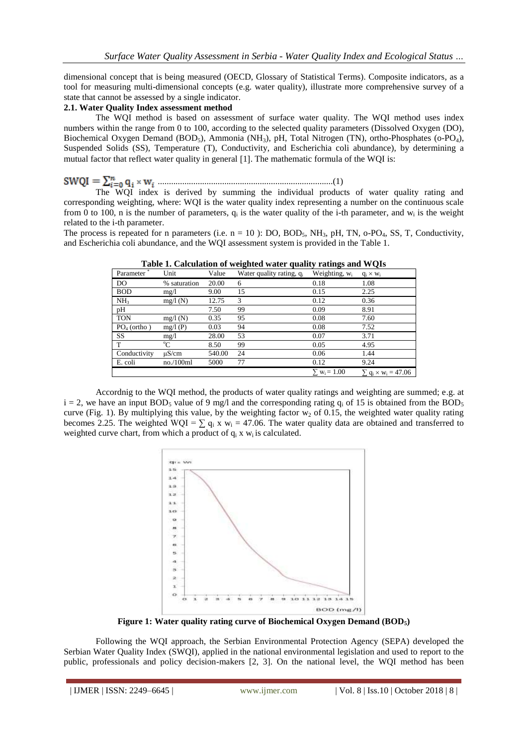dimensional concept that is being measured (OECD, Glossary of Statistical Terms). Composite indicators, as a tool for measuring multi-dimensional concepts (e.g. water quality), illustrate more comprehensive survey of a state that cannot be assessed by a single indicator.

**2.1. Water Quality Index assessment method**

The WQI method is based on assessment of surface water quality. The WQI method uses index numbers within the range from 0 to 100, according to the selected quality parameters (Dissolved Oxygen (DO), Biochemical Oxygen Demand ($BOD_5$), Ammonia ($NH_3$), pH, Total Nitrogen (TN), ortho-Phosphates (o-$PO_4$), Suspended Solids (SS), Temperature (T), Conductivity, and Escherichia coli abundance), by determining a mutual factor that reflect water quality in general [1]. The mathematic formula of the WQI is:

$$SWQI = \sum_{i=0}^{n} q_i \times w_i \qquad (1)$$

The WQI index is derived by summing the individual products of water quality rating and corresponding weighting, where: WQI is the water quality index representing a number on the continuous scale from 0 to 100, n is the number of parameters, $q_i$ is the water quality of the i-th parameter, and $w_i$ is the weight related to the i-th parameter.

The process is repeated for n parameters (i.e. n = 10 ): DO, $BOD_5$, $NH_3$, pH, TN, o-$PO_4$, SS, T, Conductivity, and Escherichia coli abundance, and the WQI assessment system is provided in the Table 1.

**Table 1. Calculation of weighted water quality ratings and WQIs**

| Parameter * | Unit | Value | Water quality rating, $q_i$ | Weighting, $w_i$ | $q_i \times w_i$ |
|---|---|---|---|---|---|
| DO | % saturation | 20.00 | 6 | 0.18 | 1.08 |
| BOD | mg/l | 9.00 | 15 | 0.15 | 2.25 |
| $NH_3$ | mg/l (N) | 12.75 | 3 | 0.12 | 0.36 |
| pH | | 7.50 | 99 | 0.09 | 8.91 |
| TON | mg/l (N) | 0.35 | 95 | 0.08 | 7.60 |
| $PO_4$ (ortho ) | mg/l (P) | 0.03 | 94 | 0.08 | 7.52 |
| SS | mg/l | 28.00 | 53 | 0.07 | 3.71 |
| T | °C | 8.50 | 99 | 0.05 | 4.95 |
| Conductivity | μS/cm | 540.00 | 24 | 0.06 | 1.44 |
| E. coli | no./100ml | 5000 | 77 | 0.12 | 9.24 |
| | | | | $\sum w_i = 1.00$ | $\sum q_i \times w_i = 47.06$ |

Accordnig to the WQI method, the products of water quality ratings and weighting are summed; e.g. at i = 2, we have an input $BOD_5$ value of 9 mg/l and the corresponding rating $q_i$ of 15 is obtained from the $BOD_5$ curve (Fig. 1). By multiplying this value, by the weighting factor $w_2$ of 0.15, the weighted water quality rating becomes 2.25. The weighted WQI = $\sum q_i \times w_i$ = 47.06. The water quality data are obtained and transferred to weighted curve chart, from which a product of $q_i \times w_i$ is calculated.

**Figure 1: Water quality rating curve of Biochemical Oxygen Demand ($BOD_5$)**

Following the WQI approach, the Serbian Environmental Protection Agency (SEPA) developed the Serbian Water Quality Index (SWQI), applied in the national environmental legislation and used to report to the public, professionals and policy decision-makers [2, 3]. On the national level, the WQI method has been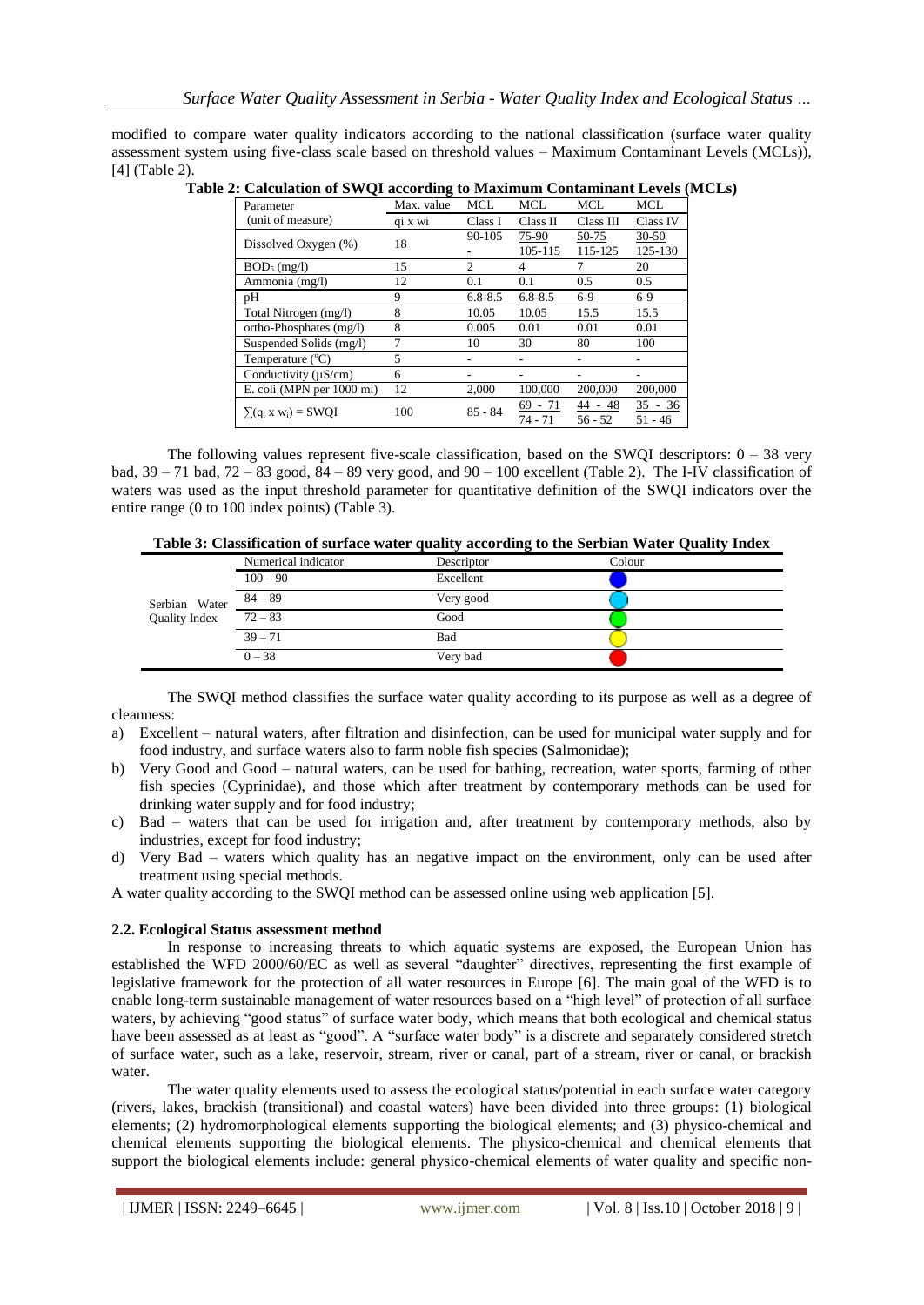modified to compare water quality indicators according to the national classification (surface water quality assessment system using five-class scale based on threshold values – Maximum Contaminant Levels (MCLs)), [4] (Table 2).

**Table 2: Calculation of SWQI according to Maximum Contaminant Levels (MCLs)**

| Parameter (unit of measure) | Max. value $q_i$ x $w_i$ | MCL Class I | MCL Class II | MCL Class III | MCL Class IV |
|---|---|---|---|---|---|
| Dissolved Oxygen (%) | 18 | 90-105<br>- | 75-90<br>105-115 | 50-75<br>115-125 | 30-50<br>125-130 |
| $BOD_5$ (mg/l) | 15 | 2 | 4 | 7 | 20 |
| Ammonia (mg/l) | 12 | 0.1 | 0.1 | 0.5 | 0.5 |
| pH | 9 | 6.8-8.5 | 6.8-8.5 | 6-9 | 6-9 |
| Total Nitrogen (mg/l) | 8 | 10.05 | 10.05 | 15.5 | 15.5 |
| ortho-Phosphates (mg/l) | 8 | 0.005 | 0.01 | 0.01 | 0.01 |
| Suspended Solids (mg/l) | 7 | 10 | 30 | 80 | 100 |
| Temperature (°C) | 5 | - | - | - | - |
| Conductivity (μS/cm) | 6 | - | - | - | - |
| E. coli (MPN per 1000 ml) | 12 | 2,000 | 100,000 | 200,000 | 200,000 |
| $\sum(q_i \times w_i)$ = SWQI | 100 | 85 - 84 | 69 - 71<br>74 - 71 | 44 - 48<br>56 - 52 | 35 - 36<br>51 - 46 |

The following values represent five-scale classification, based on the SWQI descriptors: 0 – 38 very bad, 39 – 71 bad, 72 – 83 good, 84 – 89 very good, and 90 – 100 excellent (Table 2). The I-IV classification of waters was used as the input threshold parameter for quantitative definition of the SWQI indicators over the entire range (0 to 100 index points) (Table 3).

**Table 3: Classification of surface water quality according to the Serbian Water Quality Index**

| | Numerical indicator | Descriptor | Colour |
|---|---|---|---|
| Serbian Water Quality Index | 100 – 90 | Excellent | |
| | 84 – 89 | Very good | |
| | 72 – 83 | Good | |
| | 39 – 71 | Bad | |
| | 0 – 38 | Very bad | |

The SWQI method classifies the surface water quality according to its purpose as well as a degree of cleanness:

a) Excellent – natural waters, after filtration and disinfection, can be used for municipal water supply and for food industry, and surface waters also to farm noble fish species (Salmonidae);
b) Very Good and Good – natural waters, can be used for bathing, recreation, water sports, farming of other fish species (Cyprinidae), and those which after treatment by contemporary methods can be used for drinking water supply and for food industry;
c) Bad – waters that can be used for irrigation and, after treatment by contemporary methods, also by industries, except for food industry;
d) Very Bad – waters which quality has an negative impact on the environment, only can be used after treatment using special methods.

A water quality according to the SWQI method can be assessed online using web application [5].

### 2.2. Ecological Status assessment method

In response to increasing threats to which aquatic systems are exposed, the European Union has established the WFD 2000/60/EC as well as several "daughter" directives, representing the first example of legislative framework for the protection of all water resources in Europe [6]. The main goal of the WFD is to enable long-term sustainable management of water resources based on a "high level" of protection of all surface waters, by achieving "good status" of surface water body, which means that both ecological and chemical status have been assessed as at least as "good". A "surface water body" is a discrete and separately considered stretch of surface water, such as a lake, reservoir, stream, river or canal, part of a stream, river or canal, or brackish water.

The water quality elements used to assess the ecological status/potential in each surface water category (rivers, lakes, brackish (transitional) and coastal waters) have been divided into three groups: (1) biological elements; (2) hydromorphological elements supporting the biological elements; and (3) physico-chemical and chemical elements supporting the biological elements. The physico-chemical and chemical elements that support the biological elements include: general physico-chemical elements of water quality and specific non-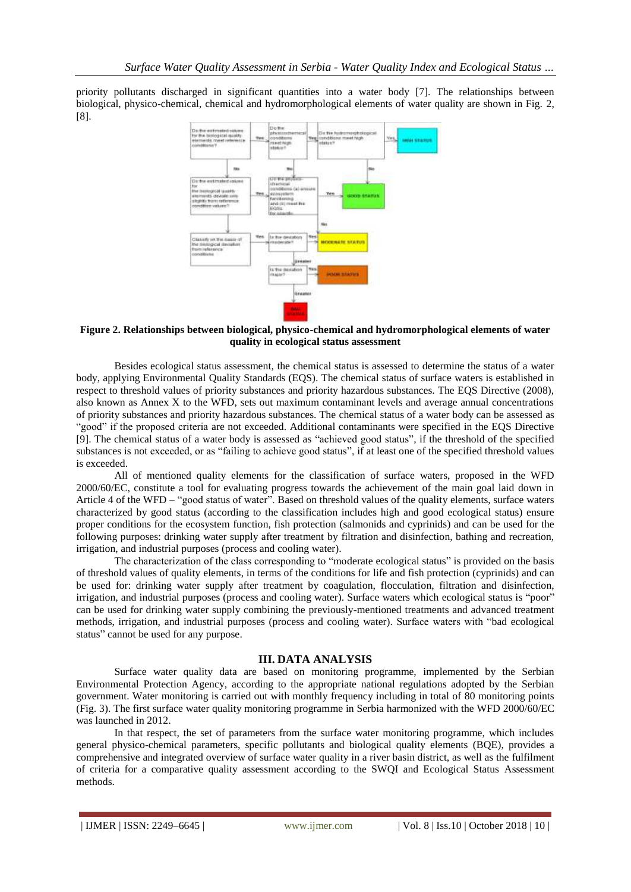priority pollutants discharged in significant quantities into a water body [7]. The relationships between biological, physico-chemical, chemical and hydromorphological elements of water quality are shown in Fig. 2, [8].

**Figure 2. Relationships between biological, physico-chemical and hydromorphological elements of water quality in ecological status assessment**

Besides ecological status assessment, the chemical status is assessed to determine the status of a water body, applying Environmental Quality Standards (EQS). The chemical status of surface waters is established in respect to threshold values of priority substances and priority hazardous substances. The EQS Directive (2008), also known as Annex X to the WFD, sets out maximum contaminant levels and average annual concentrations of priority substances and priority hazardous substances. The chemical status of a water body can be assessed as "good" if the proposed criteria are not exceeded. Additional contaminants were specified in the EQS Directive [9]. The chemical status of a water body is assessed as "achieved good status", if the threshold of the specified substances is not exceeded, or as "failing to achieve good status", if at least one of the specified threshold values is exceeded.

All of mentioned quality elements for the classification of surface waters, proposed in the WFD 2000/60/EC, constitute a tool for evaluating progress towards the achievement of the main goal laid down in Article 4 of the WFD – "good status of water". Based on threshold values of the quality elements, surface waters characterized by good status (according to the classification includes high and good ecological status) ensure proper conditions for the ecosystem function, fish protection (salmonids and cyprinids) and can be used for the following purposes: drinking water supply after treatment by filtration and disinfection, bathing and recreation, irrigation, and industrial purposes (process and cooling water).

The characterization of the class corresponding to "moderate ecological status" is provided on the basis of threshold values of quality elements, in terms of the conditions for life and fish protection (cyprinids) and can be used for: drinking water supply after treatment by coagulation, flocculation, filtration and disinfection, irrigation, and industrial purposes (process and cooling water). Surface waters which ecological status is "poor" can be used for drinking water supply combining the previously-mentioned treatments and advanced treatment methods, irrigation, and industrial purposes (process and cooling water). Surface waters with "bad ecological status" cannot be used for any purpose.

## III. DATA ANALYSIS

Surface water quality data are based on monitoring programme, implemented by the Serbian Environmental Protection Agency, according to the appropriate national regulations adopted by the Serbian government. Water monitoring is carried out with monthly frequency including in total of 80 monitoring points (Fig. 3). The first surface water quality monitoring programme in Serbia harmonized with the WFD 2000/60/EC was launched in 2012.

In that respect, the set of parameters from the surface water monitoring programme, which includes general physico-chemical parameters, specific pollutants and biological quality elements (BQE), provides a comprehensive and integrated overview of surface water quality in a river basin district, as well as the fulfilment of criteria for a comparative quality assessment according to the SWQI and Ecological Status Assessment methods.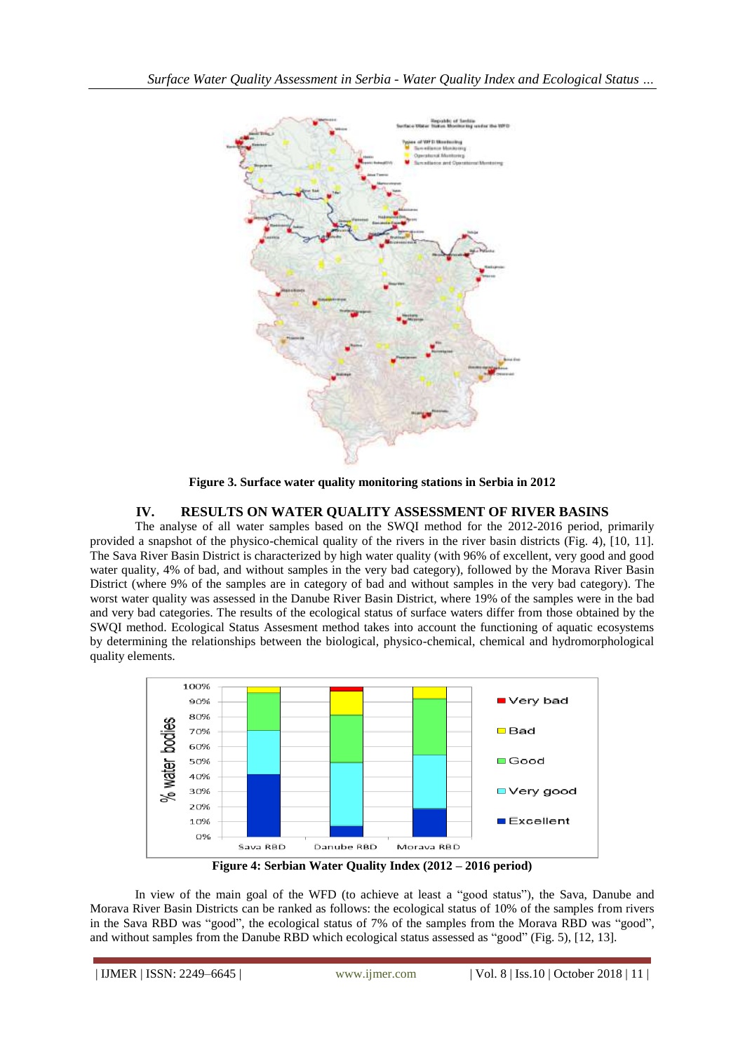Figure 3. Surface water quality monitoring stations in Serbia in 2012

## IV. RESULTS ON WATER QUALITY ASSESSMENT OF RIVER BASINS

The analyse of all water samples based on the SWQI method for the 2012-2016 period, primarily provided a snapshot of the physico-chemical quality of the rivers in the river basin districts (Fig. 4), [10, 11]. The Sava River Basin District is characterized by high water quality (with 96% of excellent, very good and good water quality, 4% of bad, and without samples in the very bad category), followed by the Morava River Basin District (where 9% of the samples are in category of bad and without samples in the very bad category). The worst water quality was assessed in the Danube River Basin District, where 19% of the samples were in the bad and very bad categories. The results of the ecological status of surface waters differ from those obtained by the SWQI method. Ecological Status Assesment method takes into account the functioning of aquatic ecosystems by determining the relationships between the biological, physico-chemical, chemical and hydromorphological quality elements.

Figure 4: Serbian Water Quality Index (2012 – 2016 period)

In view of the main goal of the WFD (to achieve at least a "good status"), the Sava, Danube and Morava River Basin Districts can be ranked as follows: the ecological status of 10% of the samples from rivers in the Sava RBD was "good", the ecological status of 7% of the samples from the Morava RBD was "good", and without samples from the Danube RBD which ecological status assessed as "good" (Fig. 5), [12, 13].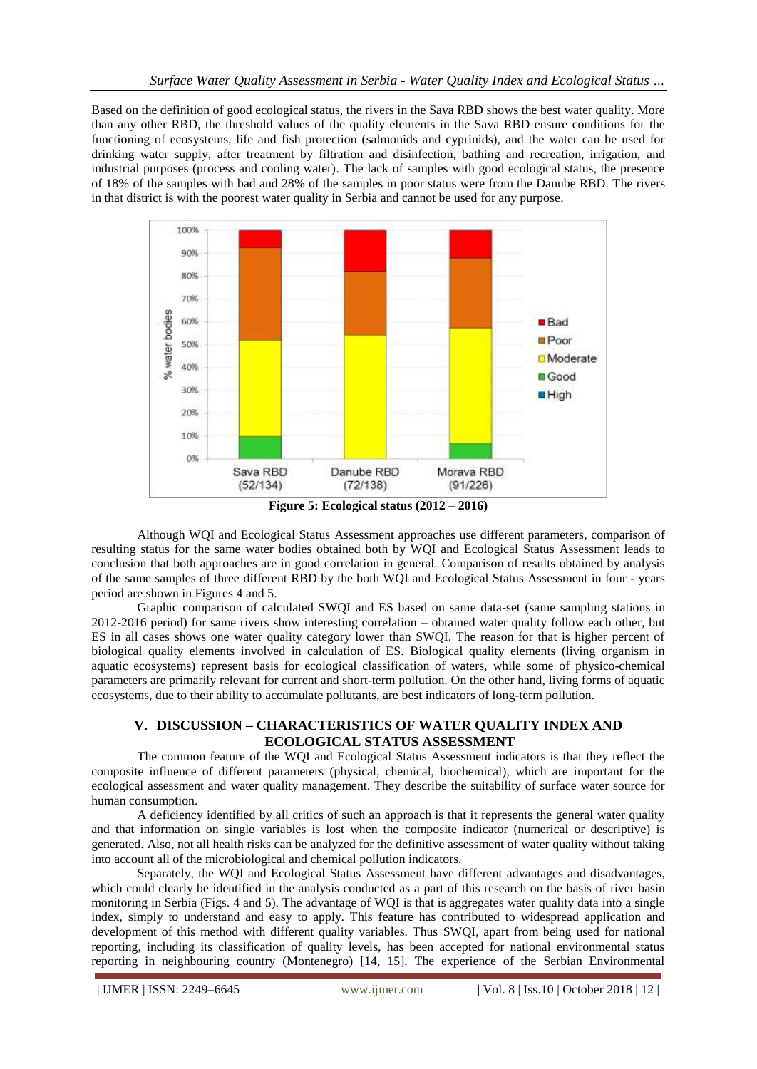Based on the definition of good ecological status, the rivers in the Sava RBD shows the best water quality. More than any other RBD, the threshold values of the quality elements in the Sava RBD ensure conditions for the functioning of ecosystems, life and fish protection (salmonids and cyprinids), and the water can be used for drinking water supply, after treatment by filtration and disinfection, bathing and recreation, irrigation, and industrial purposes (process and cooling water). The lack of samples with good ecological status, the presence of 18% of the samples with bad and 28% of the samples in poor status were from the Danube RBD. The rivers in that district is with the poorest water quality in Serbia and cannot be used for any purpose.

**Figure 5: Ecological status (2012 – 2016)**

Although WQI and Ecological Status Assessment approaches use different parameters, comparison of resulting status for the same water bodies obtained both by WQI and Ecological Status Assessment leads to conclusion that both approaches are in good correlation in general. Comparison of results obtained by analysis of the same samples of three different RBD by the both WQI and Ecological Status Assessment in four - years period are shown in Figures 4 and 5.

Graphic comparison of calculated SWQI and ES based on same data-set (same sampling stations in 2012-2016 period) for same rivers show interesting correlation – obtained water quality follow each other, but ES in all cases shows one water quality category lower than SWQI. The reason for that is higher percent of biological quality elements involved in calculation of ES. Biological quality elements (living organism in aquatic ecosystems) represent basis for ecological classification of waters, while some of physico-chemical parameters are primarily relevant for current and short-term pollution. On the other hand, living forms of aquatic ecosystems, due to their ability to accumulate pollutants, are best indicators of long-term pollution.

## V. DISCUSSION – CHARACTERISTICS OF WATER QUALITY INDEX AND ECOLOGICAL STATUS ASSESSMENT

The common feature of the WQI and Ecological Status Assessment indicators is that they reflect the composite influence of different parameters (physical, chemical, biochemical), which are important for the ecological assessment and water quality management. They describe the suitability of surface water source for human consumption.

A deficiency identified by all critics of such an approach is that it represents the general water quality and that information on single variables is lost when the composite indicator (numerical or descriptive) is generated. Also, not all health risks can be analyzed for the definitive assessment of water quality without taking into account all of the microbiological and chemical pollution indicators.

Separately, the WQI and Ecological Status Assessment have different advantages and disadvantages, which could clearly be identified in the analysis conducted as a part of this research on the basis of river basin monitoring in Serbia (Figs. 4 and 5). The advantage of WQI is that is aggregates water quality data into a single index, simply to understand and easy to apply. This feature has contributed to widespread application and development of this method with different quality variables. Thus SWQI, apart from being used for national reporting, including its classification of quality levels, has been accepted for national environmental status reporting in neighbouring country (Montenegro) [14, 15]. The experience of the Serbian Environmental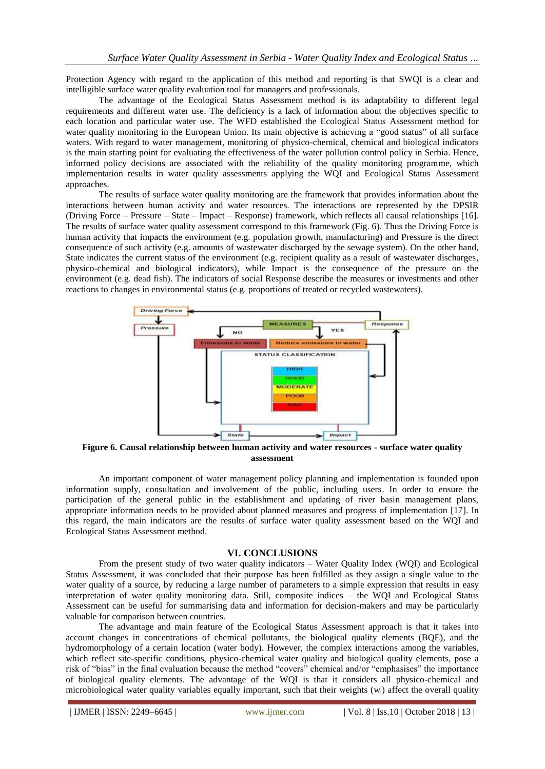Protection Agency with regard to the application of this method and reporting is that SWQI is a clear and intelligible surface water quality evaluation tool for managers and professionals.

The advantage of the Ecological Status Assessment method is its adaptability to different legal requirements and different water use. The deficiency is a lack of information about the objectives specific to each location and particular water use. The WFD established the Ecological Status Assessment method for water quality monitoring in the European Union. Its main objective is achieving a "good status" of all surface waters. With regard to water management, monitoring of physico-chemical, chemical and biological indicators is the main starting point for evaluating the effectiveness of the water pollution control policy in Serbia. Hence, informed policy decisions are associated with the reliability of the quality monitoring programme, which implementation results in water quality assessments applying the WQI and Ecological Status Assessment approaches.

The results of surface water quality monitoring are the framework that provides information about the interactions between human activity and water resources. The interactions are represented by the DPSIR (Driving Force – Pressure – State – Impact – Response) framework, which reflects all causal relationships [16]. The results of surface water quality assessment correspond to this framework (Fig. 6). Thus the Driving Force is human activity that impacts the environment (e.g. population growth, manufacturing) and Pressure is the direct consequence of such activity (e.g. amounts of wastewater discharged by the sewage system). On the other hand, State indicates the current status of the environment (e.g. recipient quality as a result of wastewater discharges, physico-chemical and biological indicators), while Impact is the consequence of the pressure on the environment (e.g. dead fish). The indicators of social Response describe the measures or investments and other reactions to changes in environmental status (e.g. proportions of treated or recycled wastewaters).

**Figure 6. Causal relationship between human activity and water resources - surface water quality assessment**

An important component of water management policy planning and implementation is founded upon information supply, consultation and involvement of the public, including users. In order to ensure the participation of the general public in the establishment and updating of river basin management plans, appropriate information needs to be provided about planned measures and progress of implementation [17]. In this regard, the main indicators are the results of surface water quality assessment based on the WQI and Ecological Status Assessment method.

## VI. CONCLUSIONS

From the present study of two water quality indicators – Water Quality Index (WQI) and Ecological Status Assessment, it was concluded that their purpose has been fulfilled as they assign a single value to the water quality of a source, by reducing a large number of parameters to a simple expression that results in easy interpretation of water quality monitoring data. Still, composite indices – the WQI and Ecological Status Assessment can be useful for summarising data and information for decision-makers and may be particularly valuable for comparison between countries.

The advantage and main feature of the Ecological Status Assessment approach is that it takes into account changes in concentrations of chemical pollutants, the biological quality elements (BQE), and the hydromorphology of a certain location (water body). However, the complex interactions among the variables, which reflect site-specific conditions, physico-chemical water quality and biological quality elements, pose a risk of "bias" in the final evaluation because the method "covers" chemical and/or "emphasises" the importance of biological quality elements. The advantage of the WQI is that it considers all physico-chemical and microbiological water quality variables equally important, such that their weights ($w_i$) affect the overall quality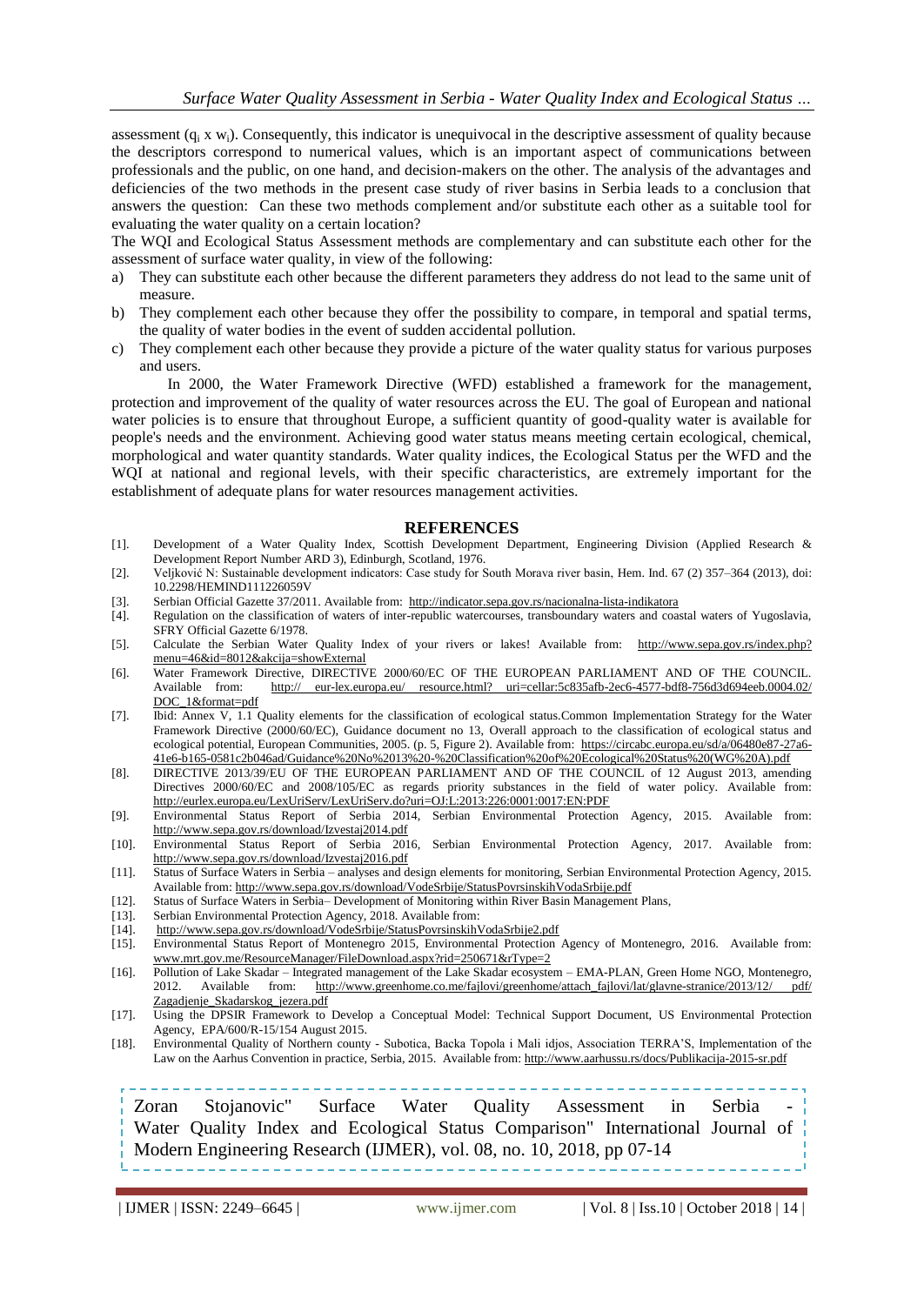assessment ($q_i$ x $w_i$). Consequently, this indicator is unequivocal in the descriptive assessment of quality because the descriptors correspond to numerical values, which is an important aspect of communications between professionals and the public, on one hand, and decision-makers on the other. The analysis of the advantages and deficiencies of the two methods in the present case study of river basins in Serbia leads to a conclusion that answers the question: Can these two methods complement and/or substitute each other as a suitable tool for evaluating the water quality on a certain location?

The WQI and Ecological Status Assessment methods are complementary and can substitute each other for the assessment of surface water quality, in view of the following:

a) They can substitute each other because the different parameters they address do not lead to the same unit of measure.
b) They complement each other because they offer the possibility to compare, in temporal and spatial terms, the quality of water bodies in the event of sudden accidental pollution.
c) They complement each other because they provide a picture of the water quality status for various purposes and users.

In 2000, the Water Framework Directive (WFD) established a framework for the management, protection and improvement of the quality of water resources across the EU. The goal of European and national water policies is to ensure that throughout Europe, a sufficient quantity of good-quality water is available for people's needs and the environment. Achieving good water status means meeting certain ecological, chemical, morphological and water quantity standards. Water quality indices, the Ecological Status per the WFD and the WQI at national and regional levels, with their specific characteristics, are extremely important for the establishment of adequate plans for water resources management activities.

## REFERENCES

[1]. Development of a Water Quality Index, Scottish Development Department, Engineering Division (Applied Research & Development Report Number ARD 3), Edinburgh, Scotland, 1976.

[2]. Veljković N: Sustainable development indicators: Case study for South Morava river basin, Hem. Ind. 67 (2) 357–364 (2013), doi: 10.2298/HEMIND111226059V

[3]. Serbian Official Gazette 37/2011. Available from: http://indicator.sepa.gov.rs/nacionalna-lista-indikatora

[4]. Regulation on the classification of waters of inter-republic watercourses, transboundary waters and coastal waters of Yugoslavia, SFRY Official Gazette 6/1978.

[5]. Calculate the Serbian Water Quality Index of your rivers or lakes! Available from: http://www.sepa.gov.rs/index.php?menu=46&id=8012&akcija=showExternal

[6]. Water Framework Directive, DIRECTIVE 2000/60/EC OF THE EUROPEAN PARLIAMENT AND OF THE COUNCIL. Available from: http:// eur-lex.europa.eu/ resource.html? uri=cellar:5c835afb-2ec6-4577-bdf8-756d3d694eeb.0004.02/DOC_1&format=pdf

[7]. Ibid: Annex V, 1.1 Quality elements for the classification of ecological status.Common Implementation Strategy for the Water Framework Directive (2000/60/EC), Guidance document no 13, Overall approach to the classification of ecological status and ecological potential, European Communities, 2005. (p. 5, Figure 2). Available from: https://circabc.europa.eu/sd/a/06480e87-27a6-41e6-b165-0581c2b046ad/Guidance%20No%2013%20-%20Classification%20of%20Ecological%20Status%20(WG%20A).pdf

[8]. DIRECTIVE 2013/39/EU OF THE EUROPEAN PARLIAMENT AND OF THE COUNCIL of 12 August 2013, amending Directives 2000/60/EC and 2008/105/EC as regards priority substances in the field of water policy. Available from: http://eurlex.europa.eu/LexUriServ/LexUriServ.do?uri=OJ:L:2013:226:0001:0017:EN:PDF

[9]. Environmental Status Report of Serbia 2014, Serbian Environmental Protection Agency, 2015. Available from: http://www.sepa.gov.rs/download/Izvestaj2014.pdf

[10]. Environmental Status Report of Serbia 2016, Serbian Environmental Protection Agency, 2017. Available from: http://www.sepa.gov.rs/download/Izvestaj2016.pdf

[11]. Status of Surface Waters in Serbia – analyses and design elements for monitoring, Serbian Environmental Protection Agency, 2015. Available from: http://www.sepa.gov.rs/download/VodeSrbije/StatusPovrsinskihVodaSrbije.pdf

[12]. Status of Surface Waters in Serbia– Development of Monitoring within River Basin Management Plans,

[13]. Serbian Environmental Protection Agency, 2018. Available from:

[14]. http://www.sepa.gov.rs/download/VodeSrbije/StatusPovrsinskihVodaSrbije2.pdf

[15]. Environmental Status Report of Montenegro 2015, Environmental Protection Agency of Montenegro, 2016. Available from: www.mrt.gov.me/ResourceManager/FileDownload.aspx?rid=250671&rType=2

[16]. Pollution of Lake Skadar – Integrated management of the Lake Skadar ecosystem – EMA-PLAN, Green Home NGO, Montenegro, 2012. Available from: http://www.greenhome.co.me/fajlovi/greenhome/attach_fajlovi/lat/glavne-stranice/2013/12/ pdf/Zagadjenje_Skadarskog_jezera.pdf

[17]. Using the DPSIR Framework to Develop a Conceptual Model: Technical Support Document, US Environmental Protection Agency, EPA/600/R-15/154 August 2015.

[18]. Environmental Quality of Northern county - Subotica, Backa Topola i Mali idjos, Association TERRA'S, Implementation of the Law on the Aarhus Convention in practice, Serbia, 2015. Available from: http://www.aarhussu.rs/docs/Publikacija-2015-sr.pdf

Zoran Stojanovic" Surface Water Quality Assessment in Serbia - Water Quality Index and Ecological Status Comparison" International Journal of Modern Engineering Research (IJMER), vol. 08, no. 10, 2018, pp 07-14